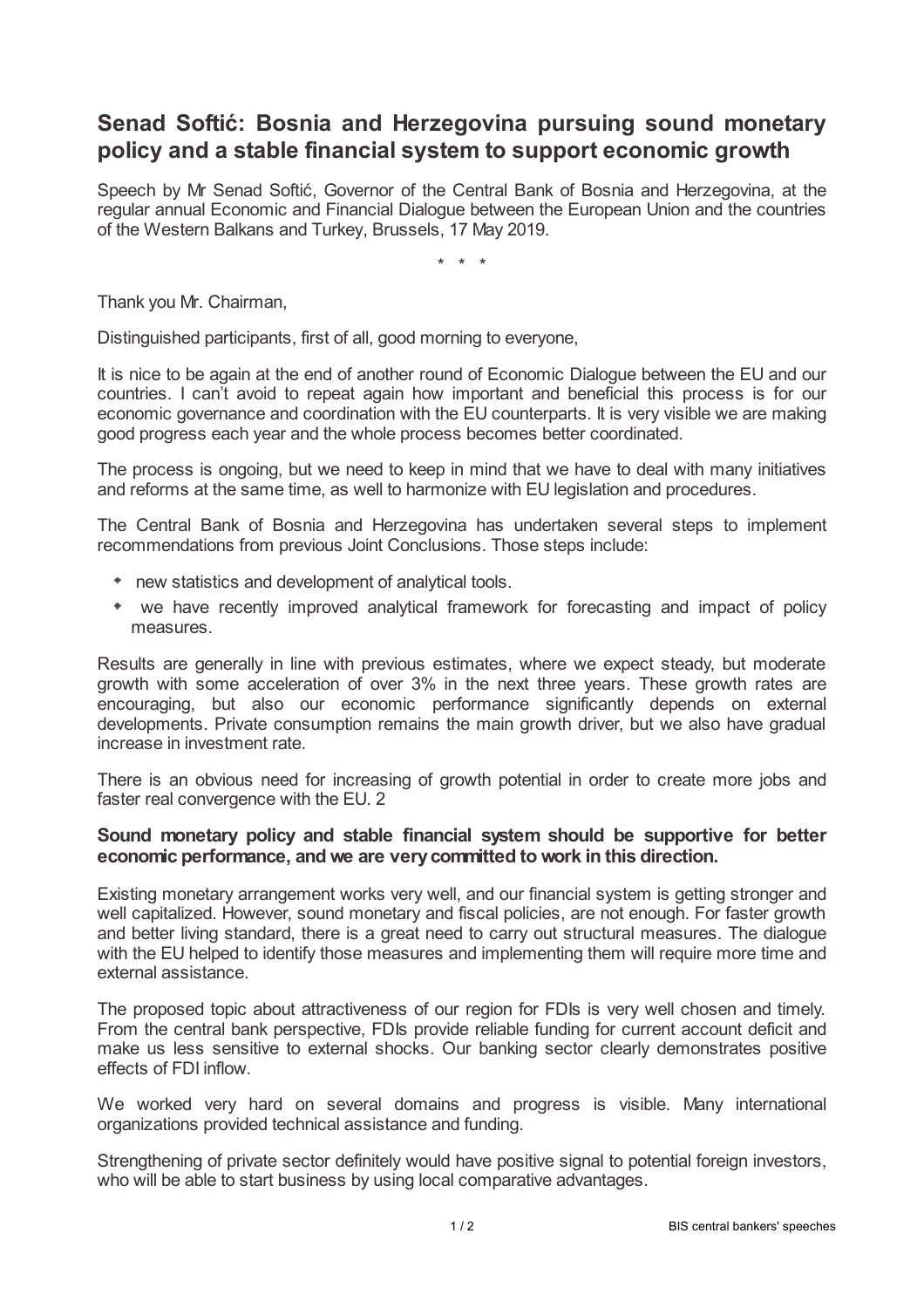# Senad Softić: Bosnia and Herzegovina pursuing sound monetary policy and a stable financial system to support economic growth

Speech by Mr Senad Softić, Governor of the Central Bank of Bosnia and Herzegovina, at the regular annual Economic and Financial Dialogue between the European Union and the countries of the Western Balkans and Turkey, Brussels, 17 May 2019.

\* \* \*

Thank you Mr. Chairman,

Distinguished participants, first of all, good morning to everyone,

It is nice to be again at the end of another round of Economic Dialogue between the EU and our countries. I can't avoid to repeat again how important and beneficial this process is for our economic governance and coordination with the EU counterparts. It is very visible we are making good progress each year and the whole process becomes better coordinated.

The process is ongoing, but we need to keep in mind that we have to deal with many initiatives and reforms at the same time, as well to harmonize with EU legislation and procedures.

The Central Bank of Bosnia and Herzegovina has undertaken several steps to implement recommendations from previous Joint Conclusions. Those steps include:

- new statistics and development of analytical tools.
- we have recently improved analytical framework for forecasting and impact of policy measures.

Results are generally in line with previous estimates, where we expect steady, but moderate growth with some acceleration of over 3% in the next three years. These growth rates are encouraging, but also our economic performance significantly depends on external developments. Private consumption remains the main growth driver, but we also have gradual increase in investment rate.

There is an obvious need for increasing of growth potential in order to create more jobs and faster real convergence with the EU. 2

**Sound monetary policy and stable financial system should be supportive for better economic performance, and we are very committed to work in this direction.**

Existing monetary arrangement works very well, and our financial system is getting stronger and well capitalized. However, sound monetary and fiscal policies, are not enough. For faster growth and better living standard, there is a great need to carry out structural measures. The dialogue with the EU helped to identify those measures and implementing them will require more time and external assistance.

The proposed topic about attractiveness of our region for FDIs is very well chosen and timely. From the central bank perspective, FDIs provide reliable funding for current account deficit and make us less sensitive to external shocks. Our banking sector clearly demonstrates positive effects of FDI inflow.

We worked very hard on several domains and progress is visible. Many international organizations provided technical assistance and funding.

Strengthening of private sector definitely would have positive signal to potential foreign investors, who will be able to start business by using local comparative advantages.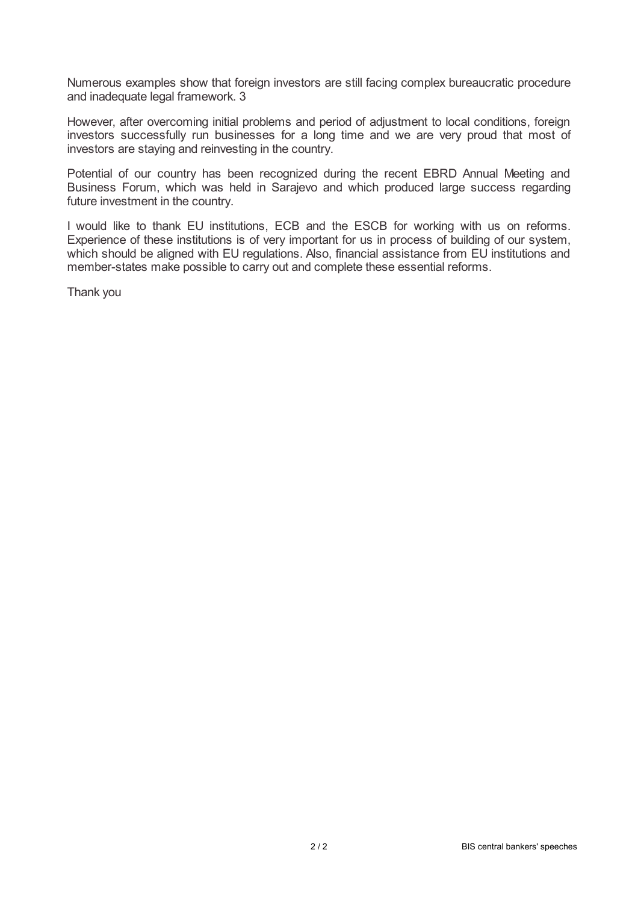Numerous examples show that foreign investors are still facing complex bureaucratic procedure and inadequate legal framework. 3

However, after overcoming initial problems and period of adjustment to local conditions, foreign investors successfully run businesses for a long time and we are very proud that most of investors are staying and reinvesting in the country.

Potential of our country has been recognized during the recent EBRD Annual Meeting and Business Forum, which was held in Sarajevo and which produced large success regarding future investment in the country.

I would like to thank EU institutions, ECB and the ESCB for working with us on reforms. Experience of these institutions is of very important for us in process of building of our system, which should be aligned with EU regulations. Also, financial assistance from EU institutions and member-states make possible to carry out and complete these essential reforms.

Thank you